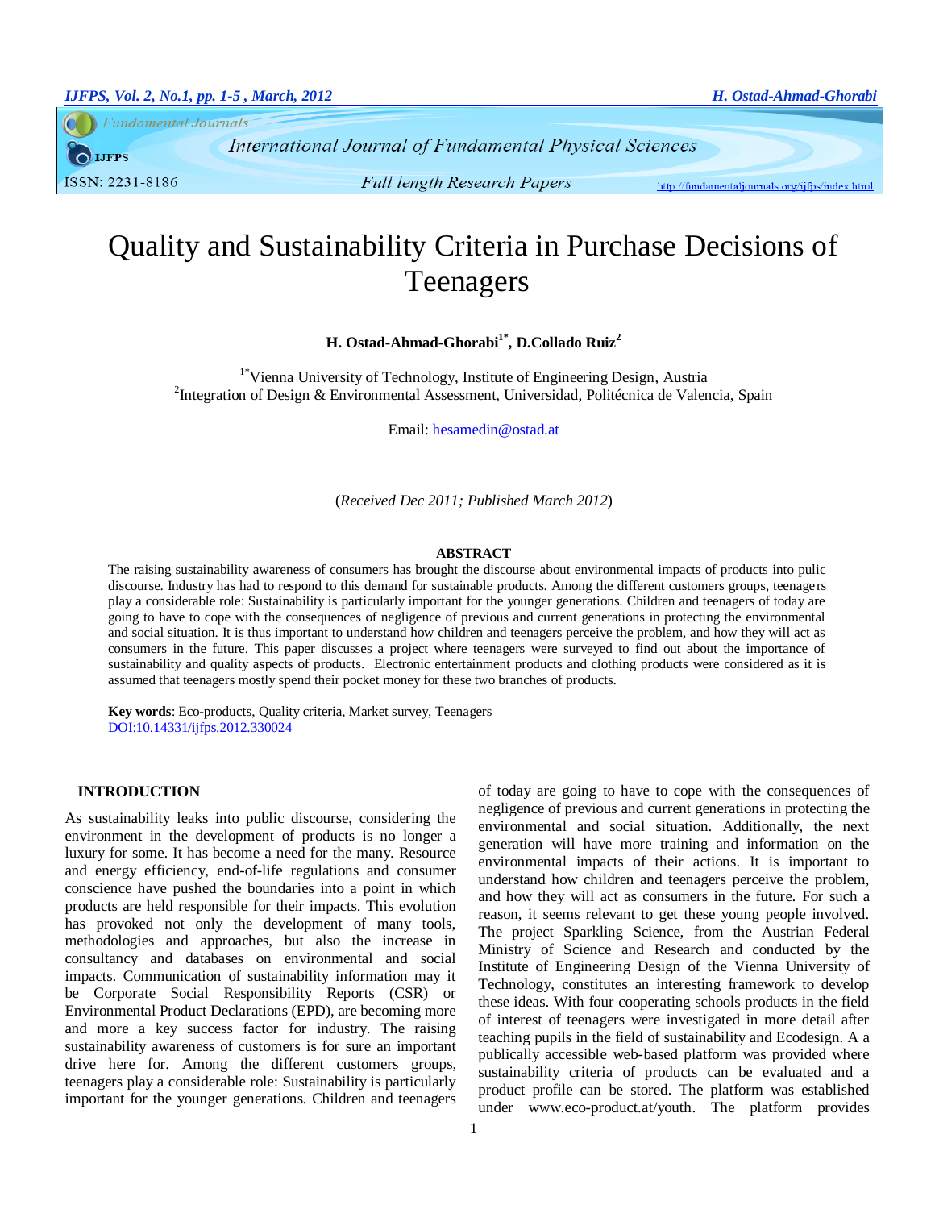# Quality and Sustainability Criteria in Purchase Decisions of Teenagers

**H. Ostad-Ahmad-Ghorabi[1*], D.Collado Ruiz[2]**

[1*]Vienna University of Technology, Institute of Engineering Design, Austria
[2]Integration of Design & Environmental Assessment, Universidad, Politécnica de Valencia, Spain

Email: hesamedin@ostad.at

(*Received Dec 2011; Published March 2012*)

**ABSTRACT**

The raising sustainability awareness of consumers has brought the discourse about environmental impacts of products into pulic discourse. Industry has had to respond to this demand for sustainable products. Among the different customers groups, teenagers play a considerable role: Sustainability is particularly important for the younger generations. Children and teenagers of today are going to have to cope with the consequences of negligence of previous and current generations in protecting the environmental and social situation. It is thus important to understand how children and teenagers perceive the problem, and how they will act as consumers in the future. This paper discusses a project where teenagers were surveyed to find out about the importance of sustainability and quality aspects of products. Electronic entertainment products and clothing products were considered as it is assumed that teenagers mostly spend their pocket money for these two branches of products.

**Key words**: Eco-products, Quality criteria, Market survey, Teenagers
DOI:10.14331/ijfps.2012.330024

## INTRODUCTION

As sustainability leaks into public discourse, considering the environment in the development of products is no longer a luxury for some. It has become a need for the many. Resource and energy efficiency, end-of-life regulations and consumer conscience have pushed the boundaries into a point in which products are held responsible for their impacts. This evolution has provoked not only the development of many tools, methodologies and approaches, but also the increase in consultancy and databases on environmental and social impacts. Communication of sustainability information may it be Corporate Social Responsibility Reports (CSR) or Environmental Product Declarations (EPD), are becoming more and more a key success factor for industry. The raising sustainability awareness of customers is for sure an important drive here for. Among the different customers groups, teenagers play a considerable role: Sustainability is particularly important for the younger generations. Children and teenagers of today are going to have to cope with the consequences of negligence of previous and current generations in protecting the environmental and social situation. Additionally, the next generation will have more training and information on the environmental impacts of their actions. It is important to understand how children and teenagers perceive the problem, and how they will act as consumers in the future. For such a reason, it seems relevant to get these young people involved. The project Sparkling Science, from the Austrian Federal Ministry of Science and Research and conducted by the Institute of Engineering Design of the Vienna University of Technology, constitutes an interesting framework to develop these ideas. With four cooperating schools products in the field of interest of teenagers were investigated in more detail after teaching pupils in the field of sustainability and Ecodesign. A a publically accessible web-based platform was provided where sustainability criteria of products can be evaluated and a product profile can be stored. The platform was established under www.eco-product.at/youth. The platform provides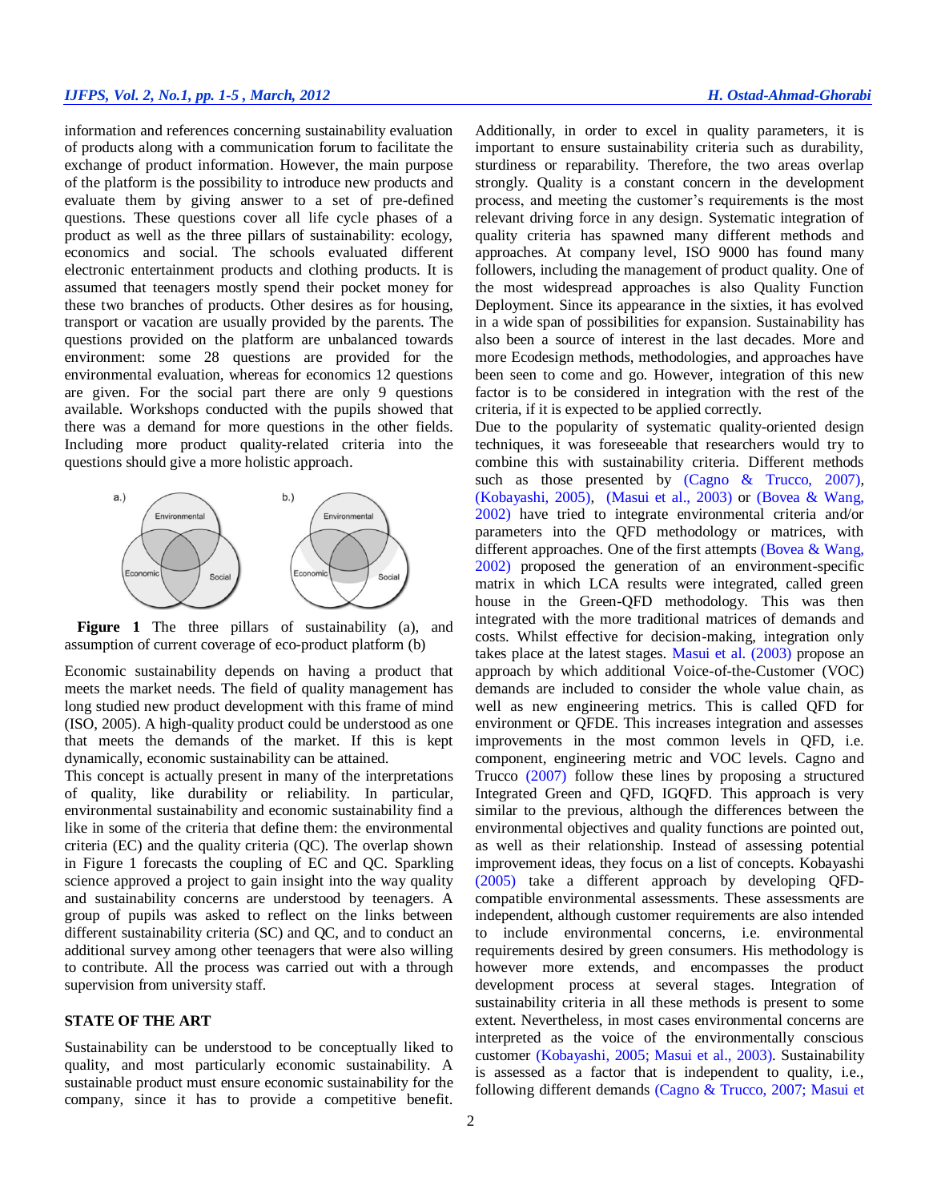information and references concerning sustainability evaluation of products along with a communication forum to facilitate the exchange of product information. However, the main purpose of the platform is the possibility to introduce new products and evaluate them by giving answer to a set of pre-defined questions. These questions cover all life cycle phases of a product as well as the three pillars of sustainability: ecology, economics and social. The schools evaluated different electronic entertainment products and clothing products. It is assumed that teenagers mostly spend their pocket money for these two branches of products. Other desires as for housing, transport or vacation are usually provided by the parents. The questions provided on the platform are unbalanced towards environment: some 28 questions are provided for the environmental evaluation, whereas for economics 12 questions are given. For the social part there are only 9 questions available. Workshops conducted with the pupils showed that there was a demand for more questions in the other fields. Including more product quality-related criteria into the questions should give a more holistic approach.

**Figure 1** The three pillars of sustainability (a), and assumption of current coverage of eco-product platform (b)

Economic sustainability depends on having a product that meets the market needs. The field of quality management has long studied new product development with this frame of mind (ISO, 2005). A high-quality product could be understood as one that meets the demands of the market. If this is kept dynamically, economic sustainability can be attained.

This concept is actually present in many of the interpretations of quality, like durability or reliability. In particular, environmental sustainability and economic sustainability find a like in some of the criteria that define them: the environmental criteria (EC) and the quality criteria (QC). The overlap shown in Figure 1 forecasts the coupling of EC and QC. Sparkling science approved a project to gain insight into the way quality and sustainability concerns are understood by teenagers. A group of pupils was asked to reflect on the links between different sustainability criteria (SC) and QC, and to conduct an additional survey among other teenagers that were also willing to contribute. All the process was carried out with a through supervision from university staff.

## STATE OF THE ART

Sustainability can be understood to be conceptually liked to quality, and most particularly economic sustainability. A sustainable product must ensure economic sustainability for the company, since it has to provide a competitive benefit. Additionally, in order to excel in quality parameters, it is important to ensure sustainability criteria such as durability, sturdiness or reparability. Therefore, the two areas overlap strongly. Quality is a constant concern in the development process, and meeting the customer's requirements is the most relevant driving force in any design. Systematic integration of quality criteria has spawned many different methods and approaches. At company level, ISO 9000 has found many followers, including the management of product quality. One of the most widespread approaches is also Quality Function Deployment. Since its appearance in the sixties, it has evolved in a wide span of possibilities for expansion. Sustainability has also been a source of interest in the last decades. More and more Ecodesign methods, methodologies, and approaches have been seen to come and go. However, integration of this new factor is to be considered in integration with the rest of the criteria, if it is expected to be applied correctly.

Due to the popularity of systematic quality-oriented design techniques, it was foreseeable that researchers would try to combine this with sustainability criteria. Different methods such as those presented by (Cagno & Trucco, 2007), (Kobayashi, 2005), (Masui et al., 2003) or (Bovea & Wang, 2002) have tried to integrate environmental criteria and/or parameters into the QFD methodology or matrices, with different approaches. One of the first attempts (Bovea & Wang, 2002) proposed the generation of an environment-specific matrix in which LCA results were integrated, called green house in the Green-QFD methodology. This was then integrated with the more traditional matrices of demands and costs. Whilst effective for decision-making, integration only takes place at the latest stages. Masui et al. (2003) propose an approach by which additional Voice-of-the-Customer (VOC) demands are included to consider the whole value chain, as well as new engineering metrics. This is called QFD for environment or QFDE. This increases integration and assesses improvements in the most common levels in QFD, i.e. component, engineering metric and VOC levels. Cagno and Trucco (2007) follow these lines by proposing a structured Integrated Green and QFD, IGQFD. This approach is very similar to the previous, although the differences between the environmental objectives and quality functions are pointed out, as well as their relationship. Instead of assessing potential improvement ideas, they focus on a list of concepts. Kobayashi (2005) take a different approach by developing QFD-compatible environmental assessments. These assessments are independent, although customer requirements are also intended to include environmental concerns, i.e. environmental requirements desired by green consumers. His methodology is however more extends, and encompasses the product development process at several stages. Integration of sustainability criteria in all these methods is present to some extent. Nevertheless, in most cases environmental concerns are interpreted as the voice of the environmentally conscious customer (Kobayashi, 2005; Masui et al., 2003). Sustainability is assessed as a factor that is independent to quality, i.e., following different demands (Cagno & Trucco, 2007; Masui et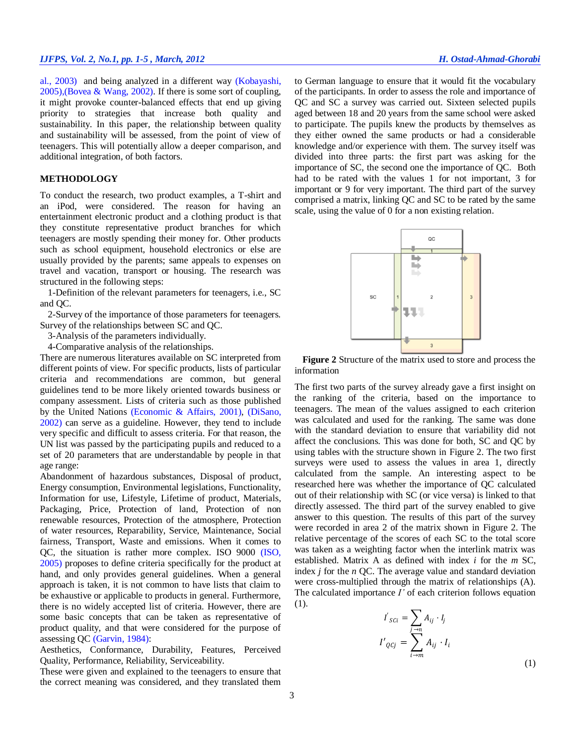al., 2003) and being analyzed in a different way (Kobayashi, 2005),(Bovea & Wang, 2002). If there is some sort of coupling, it might provoke counter-balanced effects that end up giving priority to strategies that increase both quality and sustainability. In this paper, the relationship between quality and sustainability will be assessed, from the point of view of teenagers. This will potentially allow a deeper comparison, and additional integration, of both factors.

## METHODOLOGY

To conduct the research, two product examples, a T-shirt and an iPod, were considered. The reason for having an entertainment electronic product and a clothing product is that they constitute representative product branches for which teenagers are mostly spending their money for. Other products such as school equipment, household electronics or else are usually provided by the parents; same appeals to expenses on travel and vacation, transport or housing. The research was structured in the following steps:

1-Definition of the relevant parameters for teenagers, i.e., SC and QC.

2-Survey of the importance of those parameters for teenagers. Survey of the relationships between SC and QC.

3-Analysis of the parameters individually.

4-Comparative analysis of the relationships.

There are numerous literatures available on SC interpreted from different points of view. For specific products, lists of particular criteria and recommendations are common, but general guidelines tend to be more likely oriented towards business or company assessment. Lists of criteria such as those published by the United Nations (Economic & Affairs, 2001), (DiSano, 2002) can serve as a guideline. However, they tend to include very specific and difficult to assess criteria. For that reason, the UN list was passed by the participating pupils and reduced to a set of 20 parameters that are understandable by people in that age range:

Abandonment of hazardous substances, Disposal of product, Energy consumption, Environmental legislations, Functionality, Information for use, Lifestyle, Lifetime of product, Materials, Packaging, Price, Protection of land, Protection of non renewable resources, Protection of the atmosphere, Protection of water resources, Reparability, Service, Maintenance, Social fairness, Transport, Waste and emissions. When it comes to QC, the situation is rather more complex. ISO 9000 (ISO, 2005) proposes to define criteria specifically for the product at hand, and only provides general guidelines. When a general approach is taken, it is not common to have lists that claim to be exhaustive or applicable to products in general. Furthermore, there is no widely accepted list of criteria. However, there are some basic concepts that can be taken as representative of product quality, and that were considered for the purpose of assessing QC (Garvin, 1984):

Aesthetics, Conformance, Durability, Features, Perceived Quality, Performance, Reliability, Serviceability.

These were given and explained to the teenagers to ensure that the correct meaning was considered, and they translated them to German language to ensure that it would fit the vocabulary of the participants. In order to assess the role and importance of QC and SC a survey was carried out. Sixteen selected pupils aged between 18 and 20 years from the same school were asked to participate. The pupils knew the products by themselves as they either owned the same products or had a considerable knowledge and/or experience with them. The survey itself was divided into three parts: the first part was asking for the importance of SC, the second one the importance of QC. Both had to be rated with the values 1 for not important, 3 for important or 9 for very important. The third part of the survey comprised a matrix, linking QC and SC to be rated by the same scale, using the value of 0 for a non existing relation.

**Figure 2** Structure of the matrix used to store and process the information

The first two parts of the survey already gave a first insight on the ranking of the criteria, based on the importance to teenagers. The mean of the values assigned to each criterion was calculated and used for the ranking. The same was done with the standard deviation to ensure that variability did not affect the conclusions. This was done for both, SC and QC by using tables with the structure shown in Figure 2. The two first surveys were used to assess the values in area 1, directly calculated from the sample. An interesting aspect to be researched here was whether the importance of QC calculated out of their relationship with SC (or vice versa) is linked to that directly assessed. The third part of the survey enabled to give answer to this question. The results of this part of the survey were recorded in area 2 of the matrix shown in Figure 2. The relative percentage of the scores of each SC to the total score was taken as a weighting factor when the interlink matrix was established. Matrix A as defined with index $i$ for the $m$ SC, index $j$ for the $n$ QC. The average value and standard deviation were cross-multiplied through the matrix of relationships (A). The calculated importance $I'$ of each criterion follows equation (1).

$$
\begin{aligned}
I'_{SCi} &= \sum_{j \to n} A_{ij} \cdot I_j \\
I'_{QCj} &= \sum_{i \to m} A_{ij} \cdot I_i
\end{aligned}
\tag{1}
$$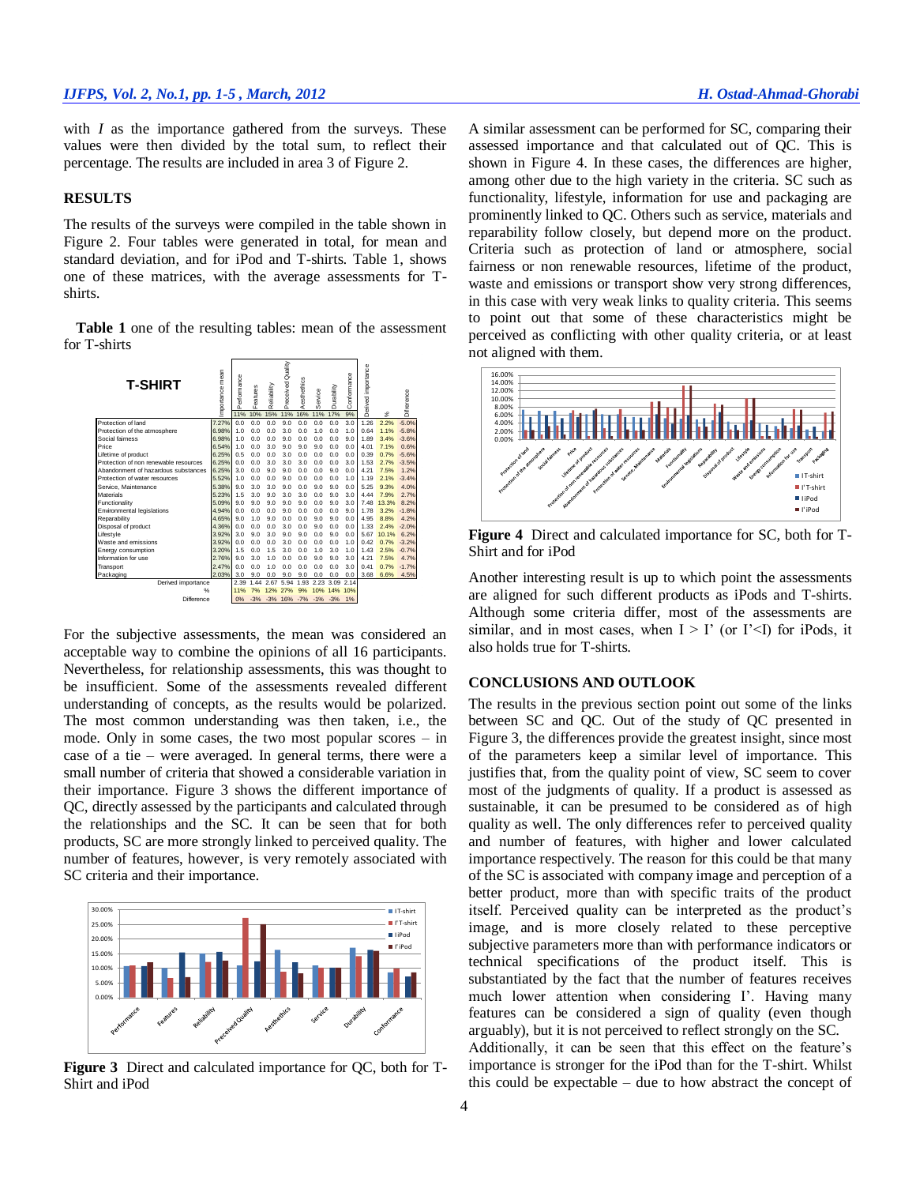with *I* as the importance gathered from the surveys. These values were then divided by the total sum, to reflect their percentage. The results are included in area 3 of Figure 2.

## RESULTS

The results of the surveys were compiled in the table shown in Figure 2. Four tables were generated in total, for mean and standard deviation, and for iPod and T-shirts. Table 1, shows one of these matrices, with the average assessments for T-shirts.

**Table 1** one of the resulting tables: mean of the assessment for T-shirts

| T-SHIRT | Importance mean | Performance | Features | Reliability | Perceived Quality | Aesthethics | Service | Durability | Conformance | Derived importance | % | Difference |
|---|---|---|---|---|---|---|---|---|---|---|---|---|
| | | 11% | 10% | 15% | 11% | 16% | 11% | 17% | 9% | | | |
| Protection of land | 7.27% | 0.0 | 0.0 | 0.0 | 9.0 | 0.0 | 0.0 | 0.0 | 3.0 | 1.26 | 2.2% | -5.0% |
| Protection of the atmosphere | 6.98% | 1.0 | 0.0 | 0.0 | 3.0 | 0.0 | 1.0 | 0.0 | 1.0 | 0.64 | 1.1% | -5.8% |
| Social fairness | 6.98% | 1.0 | 0.0 | 0.0 | 9.0 | 0.0 | 0.0 | 0.0 | 9.0 | 1.89 | 3.4% | -3.6% |
| Price | 6.54% | 1.0 | 0.0 | 3.0 | 9.0 | 9.0 | 9.0 | 0.0 | 0.0 | 4.01 | 7.1% | 0.6% |
| Lifetime of product | 6.25% | 0.5 | 0.0 | 0.0 | 3.0 | 0.0 | 0.0 | 0.0 | 0.0 | 0.39 | 0.7% | -5.6% |
| Protection of non renewable resources | 6.25% | 0.0 | 0.0 | 3.0 | 3.0 | 3.0 | 0.0 | 0.0 | 3.0 | 1.53 | 2.7% | -3.5% |
| Abandonment of hazardous substances | 6.25% | 3.0 | 0.0 | 9.0 | 9.0 | 0.0 | 0.0 | 9.0 | 0.0 | 4.21 | 7.5% | 1.2% |
| Protection of water resources | 5.52% | 1.0 | 0.0 | 0.0 | 9.0 | 0.0 | 0.0 | 0.0 | 1.0 | 1.19 | 2.1% | -3.4% |
| Service, Maintenance | 5.38% | 9.0 | 3.0 | 3.0 | 9.0 | 0.0 | 9.0 | 9.0 | 0.0 | 5.25 | 9.3% | 4.0% |
| Materials | 5.23% | 1.5 | 3.0 | 9.0 | 3.0 | 3.0 | 0.0 | 9.0 | 3.0 | 4.44 | 7.9% | 2.7% |
| Functionality | 5.09% | 9.0 | 9.0 | 9.0 | 9.0 | 9.0 | 0.0 | 9.0 | 3.0 | 7.48 | 13.3% | 8.2% |
| Environmental legislations | 4.94% | 0.0 | 0.0 | 0.0 | 9.0 | 0.0 | 0.0 | 0.0 | 9.0 | 1.78 | 3.2% | -1.8% |
| Reparability | 4.65% | 9.0 | 1.0 | 9.0 | 0.0 | 0.0 | 9.0 | 9.0 | 0.0 | 4.95 | 8.8% | 4.2% |
| Disposal of product | 4.36% | 0.0 | 0.0 | 0.0 | 3.0 | 0.0 | 9.0 | 0.0 | 0.0 | 1.33 | 2.4% | -2.0% |
| Lifestyle | 3.92% | 3.0 | 9.0 | 3.0 | 9.0 | 9.0 | 0.0 | 9.0 | 0.0 | 5.67 | 10.1% | 6.2% |
| Waste and emissions | 3.92% | 0.0 | 0.0 | 0.0 | 3.0 | 0.0 | 0.0 | 0.0 | 1.0 | 0.42 | 0.7% | -3.2% |
| Energy consumption | 3.20% | 1.5 | 0.0 | 1.5 | 3.0 | 0.0 | 1.0 | 3.0 | 1.0 | 1.43 | 2.5% | -0.7% |
| Information for use | 2.76% | 9.0 | 3.0 | 1.0 | 0.0 | 0.0 | 9.0 | 9.0 | 3.0 | 4.21 | 7.5% | 4.7% |
| Transport | 2.47% | 0.0 | 0.0 | 1.0 | 0.0 | 0.0 | 0.0 | 0.0 | 3.0 | 0.41 | 0.7% | -1.7% |
| Packaging | 2.03% | 3.0 | 9.0 | 0.0 | 9.0 | 9.0 | 0.0 | 0.0 | 0.0 | 3.68 | 6.6% | 4.5% |
| Derived importance | | 2.39 | 1.44 | 2.67 | 5.94 | 1.93 | 2.23 | 3.09 | 2.14 | | | |
| % | | 11% | 7% | 12% | 27% | 9% | 10% | 14% | 10% | | | |
| Difference | | 0% | -3% | -3% | 16% | -7% | -1% | -3% | 1% | | | |

For the subjective assessments, the mean was considered an acceptable way to combine the opinions of all 16 participants. Nevertheless, for relationship assessments, this was thought to be insufficient. Some of the assessments revealed different understanding of concepts, as the results would be polarized. The most common understanding was then taken, i.e., the mode. Only in some cases, the two most popular scores – in case of a tie – were averaged. In general terms, there were a small number of criteria that showed a considerable variation in their importance. Figure 3 shows the different importance of QC, directly assessed by the participants and calculated through the relationships and the SC. It can be seen that for both products, SC are more strongly linked to perceived quality. The number of features, however, is very remotely associated with SC criteria and their importance.

**Figure 3** Direct and calculated importance for QC, both for T-Shirt and iPod

A similar assessment can be performed for SC, comparing their assessed importance and that calculated out of QC. This is shown in Figure 4. In these cases, the differences are higher, among other due to the high variety in the criteria. SC such as functionality, lifestyle, information for use and packaging are prominently linked to QC. Others such as service, materials and reparability follow closely, but depend more on the product. Criteria such as protection of land or atmosphere, social fairness or non renewable resources, lifetime of the product, waste and emissions or transport show very strong differences, in this case with very weak links to quality criteria. This seems to point out that some of these characteristics might be perceived as conflicting with other quality criteria, or at least not aligned with them.

**Figure 4** Direct and calculated importance for SC, both for T-Shirt and for iPod

Another interesting result is up to which point the assessments are aligned for such different products as iPods and T-shirts. Although some criteria differ, most of the assessments are similar, and in most cases, when $I > I'$ (or $I'<I$) for iPods, it also holds true for T-shirts.

## CONCLUSIONS AND OUTLOOK

The results in the previous section point out some of the links between SC and QC. Out of the study of QC presented in Figure 3, the differences provide the greatest insight, since most of the parameters keep a similar level of importance. This justifies that, from the quality point of view, SC seem to cover most of the judgments of quality. If a product is assessed as sustainable, it can be presumed to be considered as of high quality as well. The only differences refer to perceived quality and number of features, with higher and lower calculated importance respectively. The reason for this could be that many of the SC is associated with company image and perception of a better product, more than with specific traits of the product itself. Perceived quality can be interpreted as the product's image, and is more closely related to these perceptive subjective parameters more than with performance indicators or technical specifications of the product itself. This is substantiated by the fact that the number of features receives much lower attention when considering I'. Having many features can be considered a sign of quality (even though arguably), but it is not perceived to reflect strongly on the SC.

Additionally, it can be seen that this effect on the feature's importance is stronger for the iPod than for the T-shirt. Whilst this could be expectable – due to how abstract the concept of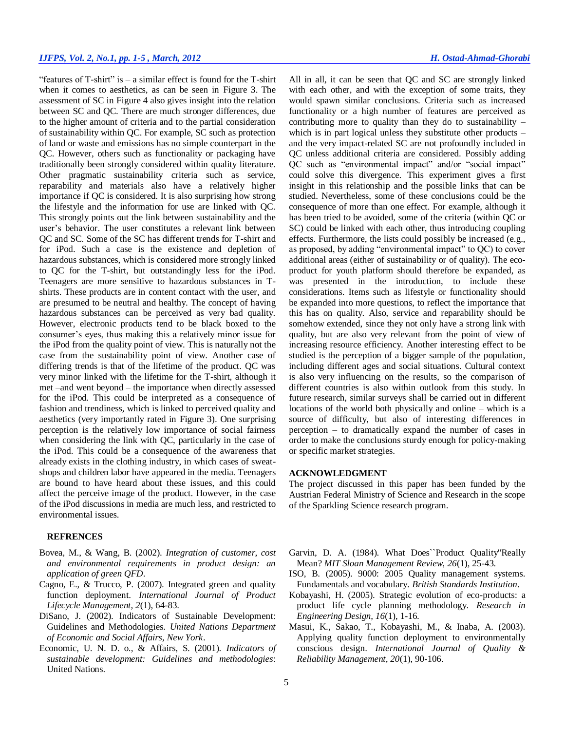"features of T-shirt" is – a similar effect is found for the T-shirt when it comes to aesthetics, as can be seen in Figure 3. The assessment of SC in Figure 4 also gives insight into the relation between SC and QC. There are much stronger differences, due to the higher amount of criteria and to the partial consideration of sustainability within QC. For example, SC such as protection of land or waste and emissions has no simple counterpart in the QC. However, others such as functionality or packaging have traditionally been strongly considered within quality literature. Other pragmatic sustainability criteria such as service, reparability and materials also have a relatively higher importance if QC is considered. It is also surprising how strong the lifestyle and the information for use are linked with QC. This strongly points out the link between sustainability and the user's behavior. The user constitutes a relevant link between QC and SC. Some of the SC has different trends for T-shirt and for iPod. Such a case is the existence and depletion of hazardous substances, which is considered more strongly linked to QC for the T-shirt, but outstandingly less for the iPod. Teenagers are more sensitive to hazardous substances in T-shirts. These products are in content contact with the user, and are presumed to be neutral and healthy. The concept of having hazardous substances can be perceived as very bad quality. However, electronic products tend to be black boxed to the consumer's eyes, thus making this a relatively minor issue for the iPod from the quality point of view. This is naturally not the case from the sustainability point of view. Another case of differing trends is that of the lifetime of the product. QC was very minor linked with the lifetime for the T-shirt, although it met –and went beyond – the importance when directly assessed for the iPod. This could be interpreted as a consequence of fashion and trendiness, which is linked to perceived quality and aesthetics (very importantly rated in Figure 3). One surprising perception is the relatively low importance of social fairness when considering the link with QC, particularly in the case of the iPod. This could be a consequence of the awareness that already exists in the clothing industry, in which cases of sweat-shops and children labor have appeared in the media. Teenagers are bound to have heard about these issues, and this could affect the perceive image of the product. However, in the case of the iPod discussions in media are much less, and restricted to environmental issues.

All in all, it can be seen that QC and SC are strongly linked with each other, and with the exception of some traits, they would spawn similar conclusions. Criteria such as increased functionality or a high number of features are perceived as contributing more to quality than they do to sustainability – which is in part logical unless they substitute other products – and the very impact-related SC are not profoundly included in QC unless additional criteria are considered. Possibly adding QC such as "environmental impact" and/or "social impact" could solve this divergence. This experiment gives a first insight in this relationship and the possible links that can be studied. Nevertheless, some of these conclusions could be the consequence of more than one effect. For example, although it has been tried to be avoided, some of the criteria (within QC or SC) could be linked with each other, thus introducing coupling effects. Furthermore, the lists could possibly be increased (e.g., as proposed, by adding "environmental impact" to QC) to cover additional areas (either of sustainability or of quality). The eco-product for youth platform should therefore be expanded, as was presented in the introduction, to include these considerations. Items such as lifestyle or functionality should be expanded into more questions, to reflect the importance that this has on quality. Also, service and reparability should be somehow extended, since they not only have a strong link with quality, but are also very relevant from the point of view of increasing resource efficiency. Another interesting effect to be studied is the perception of a bigger sample of the population, including different ages and social situations. Cultural context is also very influencing on the results, so the comparison of different countries is also within outlook from this study. In future research, similar surveys shall be carried out in different locations of the world both physically and online – which is a source of difficulty, but also of interesting differences in perception – to dramatically expand the number of cases in order to make the conclusions sturdy enough for policy-making or specific market strategies.

## ACKNOWLEDGMENT

The project discussed in this paper has been funded by the Austrian Federal Ministry of Science and Research in the scope of the Sparkling Science research program.

## REFRENCES

Bovea, M., & Wang, B. (2002). *Integration of customer, cost and environmental requirements in product design: an application of green QFD*.

Cagno, E., & Trucco, P. (2007). Integrated green and quality function deployment. *International Journal of Product Lifecycle Management, 2*(1), 64-83.

DiSano, J. (2002). Indicators of Sustainable Development: Guidelines and Methodologies. *United Nations Department of Economic and Social Affairs, New York*.

Economic, U. N. D. o., & Affairs, S. (2001). *Indicators of sustainable development: Guidelines and methodologies*: United Nations.

Garvin, D. A. (1984). What Does``Product Quality''Really Mean? *MIT Sloan Management Review, 26*(1), 25-43.

ISO, B. (2005). 9000: 2005 Quality management systems. Fundamentals and vocabulary. *British Standards Institution*.

Kobayashi, H. (2005). Strategic evolution of eco-products: a product life cycle planning methodology. *Research in Engineering Design, 16*(1), 1-16.

Masui, K., Sakao, T., Kobayashi, M., & Inaba, A. (2003). Applying quality function deployment to environmentally conscious design. *International Journal of Quality & Reliability Management, 20*(1), 90-106.